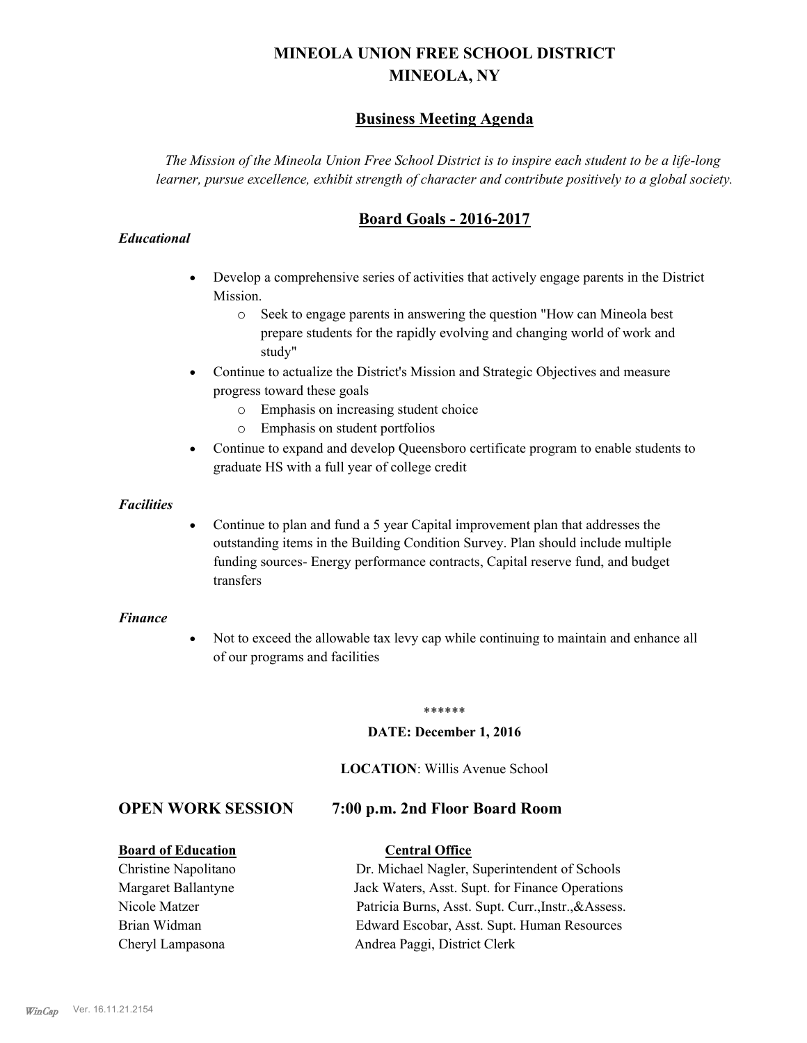# MINEOLA UNION FREE SCHOOL DISTRICT
# MINEOLA, NY

## Business Meeting Agenda

*The Mission of the Mineola Union Free School District is to inspire each student to be a life-long learner, pursue excellence, exhibit strength of character and contribute positively to a global society.*

## Board Goals - 2016-2017

***Educational***

- Develop a comprehensive series of activities that actively engage parents in the District Mission.
  - Seek to engage parents in answering the question "How can Mineola best prepare students for the rapidly evolving and changing world of work and study"
- Continue to actualize the District's Mission and Strategic Objectives and measure progress toward these goals
  - Emphasis on increasing student choice
  - Emphasis on student portfolios
- Continue to expand and develop Queensboro certificate program to enable students to graduate HS with a full year of college credit

***Facilities***

- Continue to plan and fund a 5 year Capital improvement plan that addresses the outstanding items in the Building Condition Survey. Plan should include multiple funding sources- Energy performance contracts, Capital reserve fund, and budget transfers

***Finance***

- Not to exceed the allowable tax levy cap while continuing to maintain and enhance all of our programs and facilities

******

**DATE: December 1, 2016**

**LOCATION**: Willis Avenue School

## OPEN WORK SESSION 7:00 p.m. 2nd Floor Board Room

| **Board of Education** | **Central Office** |
|---|---|
| Christine Napolitano | Dr. Michael Nagler, Superintendent of Schools |
| Margaret Ballantyne | Jack Waters, Asst. Supt. for Finance Operations |
| Nicole Matzer | Patricia Burns, Asst. Supt. Curr.,Instr.,&Assess. |
| Brian Widman | Edward Escobar, Asst. Supt. Human Resources |
| Cheryl Lampasona | Andrea Paggi, District Clerk |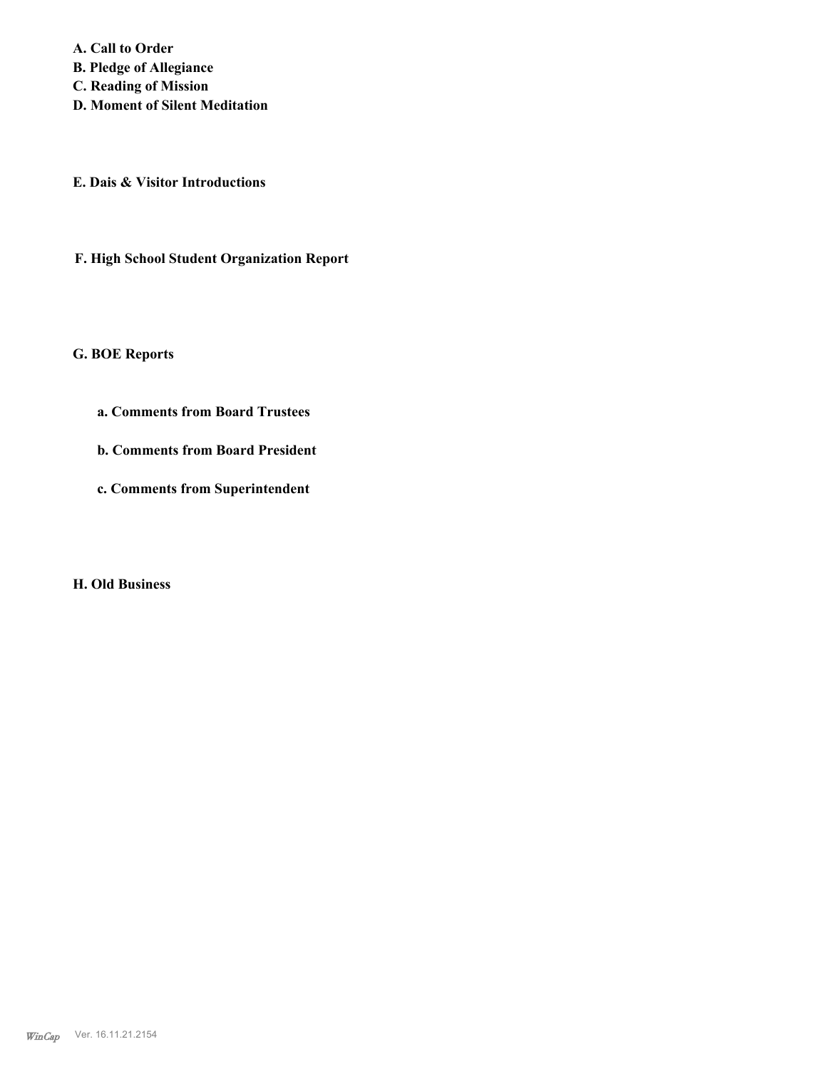**A. Call to Order**

**B. Pledge of Allegiance**

**C. Reading of Mission**

**D. Moment of Silent Meditation**

**E. Dais & Visitor Introductions**

**F. High School Student Organization Report**

**G. BOE Reports**

**a. Comments from Board Trustees**

**b. Comments from Board President**

**c. Comments from Superintendent**

**H. Old Business**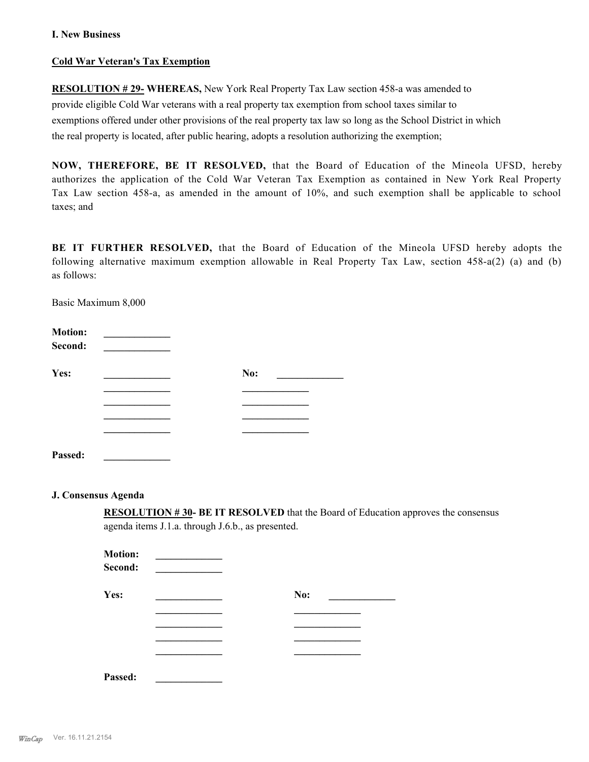**I. New Business**

**Cold War Veteran's Tax Exemption**

**RESOLUTION # 29- WHEREAS,** New York Real Property Tax Law section 458-a was amended to provide eligible Cold War veterans with a real property tax exemption from school taxes similar to exemptions offered under other provisions of the real property tax law so long as the School District in which the real property is located, after public hearing, adopts a resolution authorizing the exemption;

**NOW, THEREFORE, BE IT RESOLVED,** that the Board of Education of the Mineola UFSD, hereby authorizes the application of the Cold War Veteran Tax Exemption as contained in New York Real Property Tax Law section 458-a, as amended in the amount of 10%, and such exemption shall be applicable to school taxes; and

**BE IT FURTHER RESOLVED,** that the Board of Education of the Mineola UFSD hereby adopts the following alternative maximum exemption allowable in Real Property Tax Law, section 458-a(2) (a) and (b) as follows:

Basic Maximum 8,000

**Motion:** _____________
**Second:** _____________

**Yes:** _____________ **No:** _____________
_____________ _____________
_____________ _____________
_____________ _____________
_____________ _____________

**Passed:** _____________

**J. Consensus Agenda**

**RESOLUTION # 30- BE IT RESOLVED** that the Board of Education approves the consensus agenda items J.1.a. through J.6.b., as presented.

**Motion:** _____________
**Second:** _____________

**Yes:** _____________ **No:** _____________
_____________ _____________
_____________ _____________
_____________ _____________
_____________ _____________

**Passed:** _____________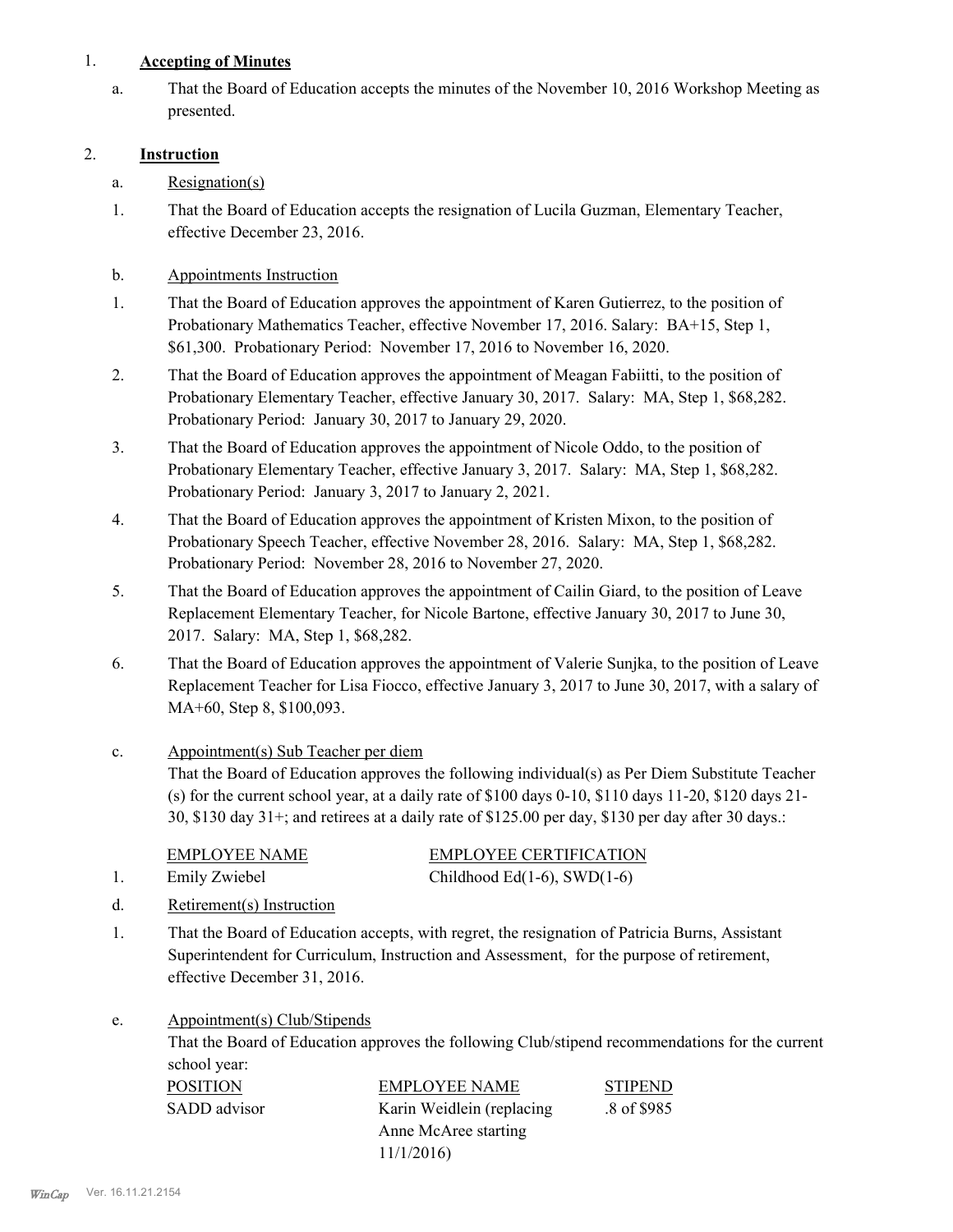1. **Accepting of Minutes**

   a. That the Board of Education accepts the minutes of the November 10, 2016 Workshop Meeting as presented.

2. **Instruction**

   a. Resignation(s)

   1. That the Board of Education accepts the resignation of Lucila Guzman, Elementary Teacher, effective December 23, 2016.

   b. Appointments Instruction

   1. That the Board of Education approves the appointment of Karen Gutierrez, to the position of Probationary Mathematics Teacher, effective November 17, 2016. Salary: BA+15, Step 1, $61,300. Probationary Period: November 17, 2016 to November 16, 2020.
   2. That the Board of Education approves the appointment of Meagan Fabiitti, to the position of Probationary Elementary Teacher, effective January 30, 2017. Salary: MA, Step 1, $68,282. Probationary Period: January 30, 2017 to January 29, 2020.
   3. That the Board of Education approves the appointment of Nicole Oddo, to the position of Probationary Elementary Teacher, effective January 3, 2017. Salary: MA, Step 1, $68,282. Probationary Period: January 3, 2017 to January 2, 2021.
   4. That the Board of Education approves the appointment of Kristen Mixon, to the position of Probationary Speech Teacher, effective November 28, 2016. Salary: MA, Step 1, $68,282. Probationary Period: November 28, 2016 to November 27, 2020.
   5. That the Board of Education approves the appointment of Cailin Giard, to the position of Leave Replacement Elementary Teacher, for Nicole Bartone, effective January 30, 2017 to June 30, 2017. Salary: MA, Step 1, $68,282.
   6. That the Board of Education approves the appointment of Valerie Sunjka, to the position of Leave Replacement Teacher for Lisa Fiocco, effective January 3, 2017 to June 30, 2017, with a salary of MA+60, Step 8, $100,093.

   c. Appointment(s) Sub Teacher per diem

   That the Board of Education approves the following individual(s) as Per Diem Substitute Teacher (s) for the current school year, at a daily rate of $100 days 0-10, $110 days 11-20, $120 days 21-30, $130 day 31+; and retirees at a daily rate of $125.00 per day, $130 per day after 30 days.:

   | | EMPLOYEE NAME | EMPLOYEE CERTIFICATION |
   |---|---|---|
   | 1. | Emily Zwiebel | Childhood Ed(1-6), SWD(1-6) |

   d. Retirement(s) Instruction

   1. That the Board of Education accepts, with regret, the resignation of Patricia Burns, Assistant Superintendent for Curriculum, Instruction and Assessment, for the purpose of retirement, effective December 31, 2016.

   e. Appointment(s) Club/Stipends

   That the Board of Education approves the following Club/stipend recommendations for the current school year:

   | POSITION | EMPLOYEE NAME | STIPEND |
   |---|---|---|
   | SADD advisor | Karin Weidlein (replacing Anne McAree starting 11/1/2016) | .8 of $985 |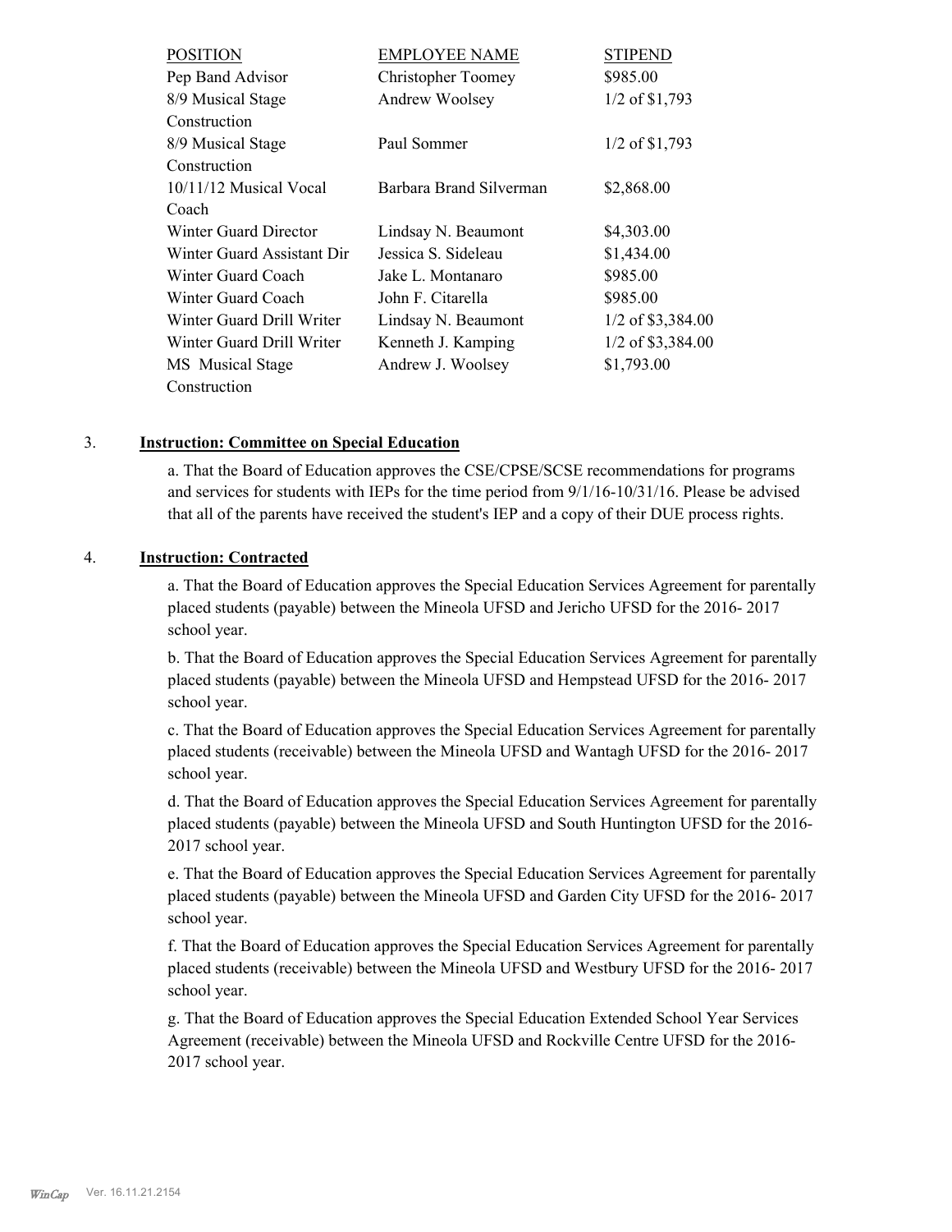| POSITION | EMPLOYEE NAME | STIPEND |
| --- | --- | --- |
| Pep Band Advisor | Christopher Toomey | $985.00 |
| 8/9 Musical Stage Construction | Andrew Woolsey | 1/2 of $1,793 |
| 8/9 Musical Stage Construction | Paul Sommer | 1/2 of $1,793 |
| 10/11/12 Musical Vocal Coach | Barbara Brand Silverman | $2,868.00 |
| Winter Guard Director | Lindsay N. Beaumont | $4,303.00 |
| Winter Guard Assistant Dir | Jessica S. Sideleau | $1,434.00 |
| Winter Guard Coach | Jake L. Montanaro | $985.00 |
| Winter Guard Coach | John F. Citarella | $985.00 |
| Winter Guard Drill Writer | Lindsay N. Beaumont | 1/2 of $3,384.00 |
| Winter Guard Drill Writer | Kenneth J. Kamping | 1/2 of $3,384.00 |
| MS Musical Stage Construction | Andrew J. Woolsey | $1,793.00 |

3. **Instruction: Committee on Special Education**

a. That the Board of Education approves the CSE/CPSE/SCSE recommendations for programs and services for students with IEPs for the time period from 9/1/16-10/31/16. Please be advised that all of the parents have received the student's IEP and a copy of their DUE process rights.

4. **Instruction: Contracted**

a. That the Board of Education approves the Special Education Services Agreement for parentally placed students (payable) between the Mineola UFSD and Jericho UFSD for the 2016- 2017 school year.

b. That the Board of Education approves the Special Education Services Agreement for parentally placed students (payable) between the Mineola UFSD and Hempstead UFSD for the 2016- 2017 school year.

c. That the Board of Education approves the Special Education Services Agreement for parentally placed students (receivable) between the Mineola UFSD and Wantagh UFSD for the 2016- 2017 school year.

d. That the Board of Education approves the Special Education Services Agreement for parentally placed students (payable) between the Mineola UFSD and South Huntington UFSD for the 2016- 2017 school year.

e. That the Board of Education approves the Special Education Services Agreement for parentally placed students (payable) between the Mineola UFSD and Garden City UFSD for the 2016- 2017 school year.

f. That the Board of Education approves the Special Education Services Agreement for parentally placed students (receivable) between the Mineola UFSD and Westbury UFSD for the 2016- 2017 school year.

g. That the Board of Education approves the Special Education Extended School Year Services Agreement (receivable) between the Mineola UFSD and Rockville Centre UFSD for the 2016- 2017 school year.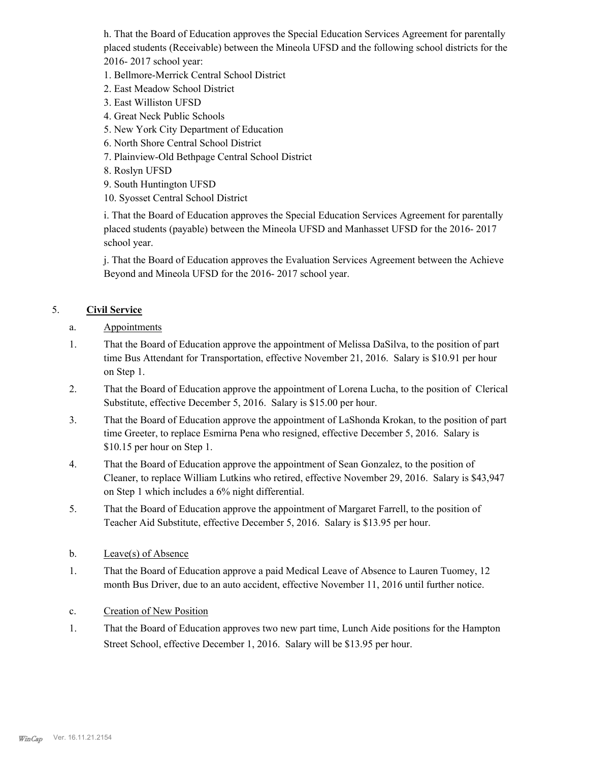h. That the Board of Education approves the Special Education Services Agreement for parentally placed students (Receivable) between the Mineola UFSD and the following school districts for the 2016- 2017 school year:

1. Bellmore-Merrick Central School District
2. East Meadow School District
3. East Williston UFSD
4. Great Neck Public Schools
5. New York City Department of Education
6. North Shore Central School District
7. Plainview-Old Bethpage Central School District
8. Roslyn UFSD
9. South Huntington UFSD
10. Syosset Central School District

i. That the Board of Education approves the Special Education Services Agreement for parentally placed students (payable) between the Mineola UFSD and Manhasset UFSD for the 2016- 2017 school year.

j. That the Board of Education approves the Evaluation Services Agreement between the Achieve Beyond and Mineola UFSD for the 2016- 2017 school year.

5. **Civil Service**

a. Appointments

1. That the Board of Education approve the appointment of Melissa DaSilva, to the position of part time Bus Attendant for Transportation, effective November 21, 2016. Salary is $10.91 per hour on Step 1.
2. That the Board of Education approve the appointment of Lorena Lucha, to the position of Clerical Substitute, effective December 5, 2016. Salary is $15.00 per hour.
3. That the Board of Education approve the appointment of LaShonda Krokan, to the position of part time Greeter, to replace Esmirna Pena who resigned, effective December 5, 2016. Salary is $10.15 per hour on Step 1.
4. That the Board of Education approve the appointment of Sean Gonzalez, to the position of Cleaner, to replace William Lutkins who retired, effective November 29, 2016. Salary is $43,947 on Step 1 which includes a 6% night differential.
5. That the Board of Education approve the appointment of Margaret Farrell, to the position of Teacher Aid Substitute, effective December 5, 2016. Salary is $13.95 per hour.

b. Leave(s) of Absence

1. That the Board of Education approve a paid Medical Leave of Absence to Lauren Tuomey, 12 month Bus Driver, due to an auto accident, effective November 11, 2016 until further notice.

c. Creation of New Position

1. That the Board of Education approves two new part time, Lunch Aide positions for the Hampton Street School, effective December 1, 2016. Salary will be $13.95 per hour.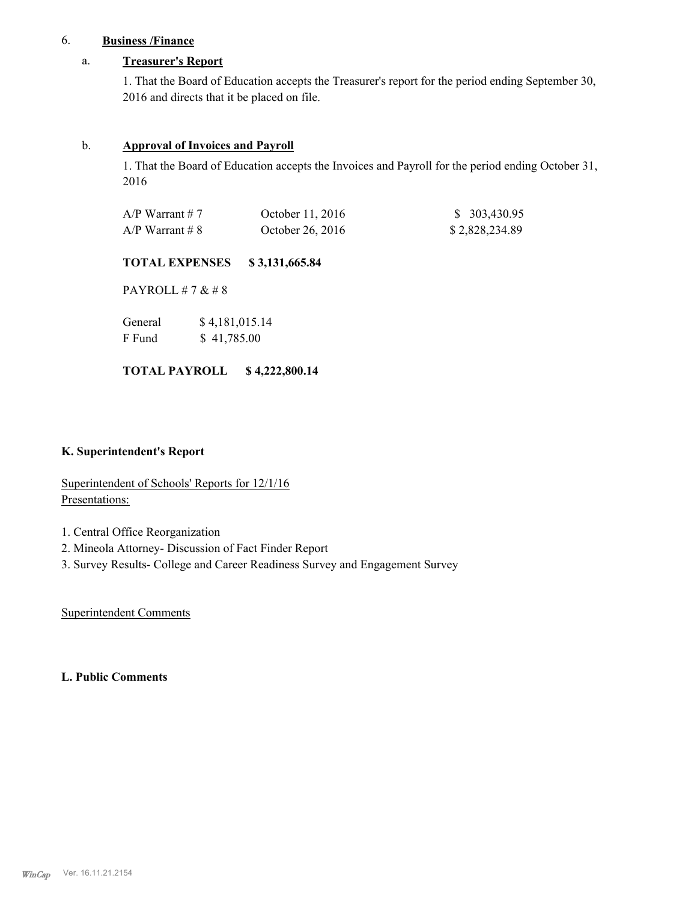6. **Business /Finance**

a. **Treasurer's Report**

1. That the Board of Education accepts the Treasurer's report for the period ending September 30, 2016 and directs that it be placed on file.

b. **Approval of Invoices and Payroll**

1. That the Board of Education accepts the Invoices and Payroll for the period ending October 31, 2016

| | | |
|---|---|---|
| A/P Warrant # 7 | October 11, 2016 | $ 303,430.95 |
| A/P Warrant # 8 | October 26, 2016 | $ 2,828,234.89 |

**TOTAL EXPENSES $ 3,131,665.84**

PAYROLL # 7 & # 8

| | |
|---|---|
| General | $ 4,181,015.14 |
| F Fund | $ 41,785.00 |

**TOTAL PAYROLL $ 4,222,800.14**

**K. Superintendent's Report**

Superintendent of Schools' Reports for 12/1/16
Presentations:

1. Central Office Reorganization
2. Mineola Attorney- Discussion of Fact Finder Report
3. Survey Results- College and Career Readiness Survey and Engagement Survey

Superintendent Comments

**L. Public Comments**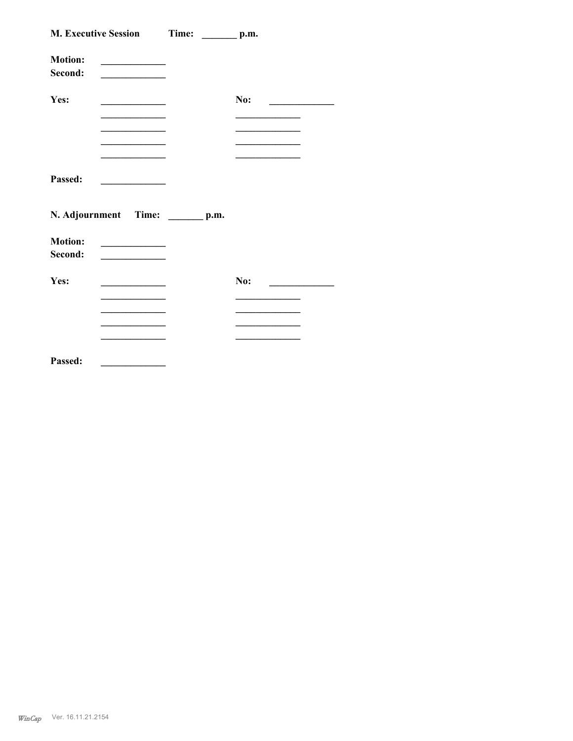**M. Executive Session Time: _______ p.m.**

**Motion:** _____________
**Second:** _____________

**Yes:** _____________ **No:** _____________

_____________ _____________

_____________ _____________

_____________ _____________

_____________ _____________

**Passed:** _____________

**N. Adjournment Time: _______ p.m.**

**Motion:** _____________
**Second:** _____________

**Yes:** _____________ **No:** _____________

_____________ _____________

_____________ _____________

_____________ _____________

_____________ _____________

**Passed:** _____________

*WinCap* Ver. 16.11.21.2154